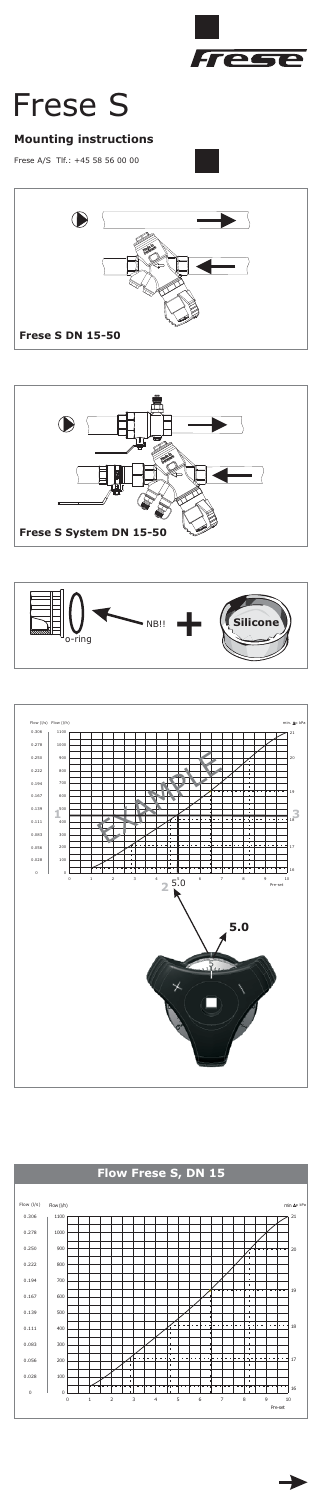# Frese S

## Mounting instructions

Frese A/S Tlf.: +45 58 56 00 00

**Frese S DN 15-50**

**Frese S System DN 15-50**

o-ring

NB!!

Silicone

Flow (l/s) Flow (l/h) min. Δp kPa

EXAMPLE

1

2 5.0

3

Pre-set

5.0

## Flow Frese S, DN 15

Flow (l/s) Flow (l/h) min. Δp kPa

Pre-set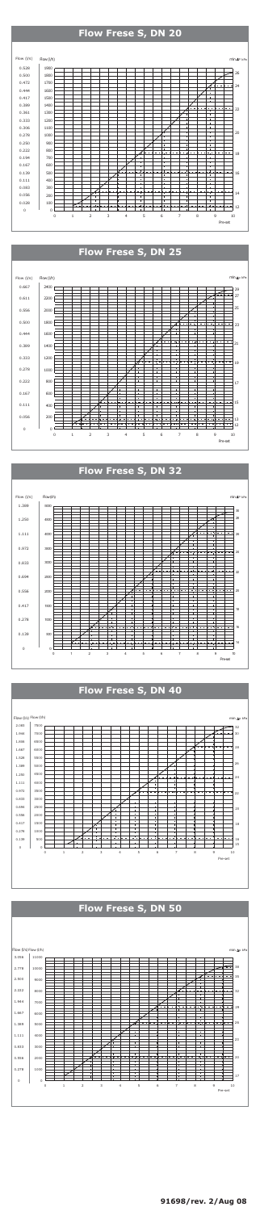## Flow Frese S, DN 20

Flow (l/s)
0.528
0.500
0.472
0.444
0.417
0.389
0.361
0.333
0.306
0.278
0.250
0.222
0.194
0.167
0.139
0.111
0.083
0.056
0.028
0

Flow (l/h)
1900
1800
1700
1600
1500
1400
1300
1200
1100
1000
900
800
700
600
500
400
300
200
100
0

min.Δp kPa
26
24
22
20
18
16
14
12

0 1 2 3 4 5 6 7 8 9 10
Pre-set

## Flow Frese S, DN 25

Flow (l/s)
0.667
0.611
0.556
0.500
0.444
0.389
0.333
0.278
0.222
0.167
0.111
0.056
0

Flow (l/h)
2400
2200
2000
1800
1600
1400
1200
1000
800
600
400
200
0

min.Δp kPa
29
27
25
23
21
19
17
15
13
12

0 1 2 3 4 5 6 7 8 9 10
Pre-set

## Flow Frese S, DN 32

Flow (l/s)
1.389
1.250
1.111
0.972
0.833
0.694
0.556
0.417
0.278
0.139
0

Flow (l/h)
5000
4500
4000
3500
3000
2500
2000
1500
1000
500
0

min.Δp kPa
30
28
26
24
22
20
18
16
14

0 1 2 3 4 5 6 7 8 9 10
Pre-set

## Flow Frese S, DN 40

Flow (l/s)
2.083
1.944
1.806
1.667
1.528
1.389
1.250
1.111
0.972
0.833
0.694
0.556
0.417
0.278
0.139
0

Flow (l/h)
7500
7000
6500
6000
5500
5000
4500
4000
3500
3000
2500
2000
1500
1000
500
0

min.Δp kPa
32
30
28
26
24
22
20
18
16
15

0 1 2 3 4 5 6 7 8 9 10
Pre-set

## Flow Frese S, DN 50

Flow (l/s)
3.056
2.778
2.500
2.222
1.944
1.667
1.389
1.111
0.833
0.556
0.278
0

Flow (l/h)
11000
10000
9000
8000
7000
6000
5000
4000
3000
2000
1000
0

min.Δp kPa
30
28
26
24
22
20
17

0 1 2 3 4 5 6 7 8 9 10
Pre-set

91698/rev. 2/Aug 08